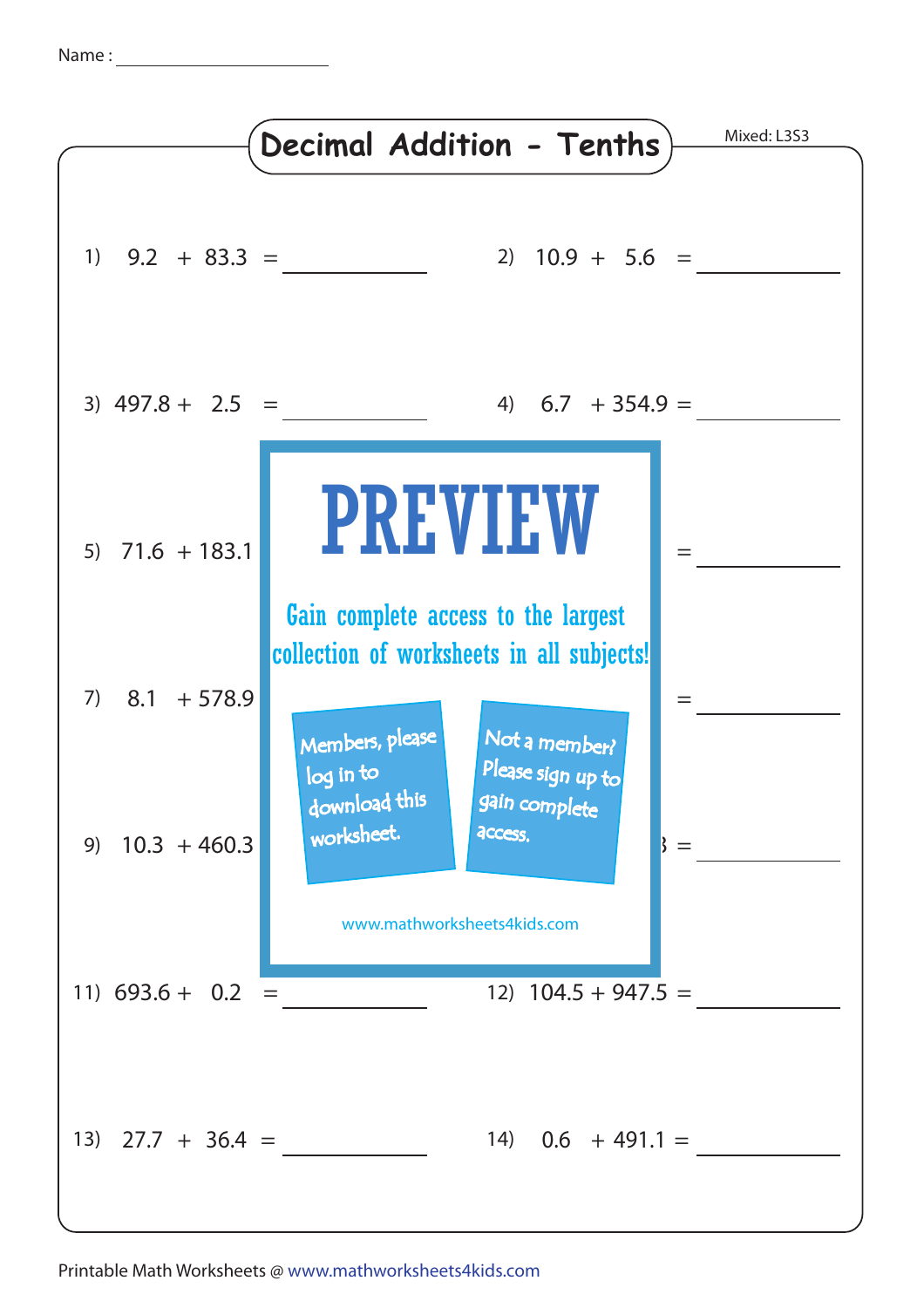Name : ____________________

# Decimal Addition - Tenths

Mixed: L3S3

1) 9.2 + 83.3 = ________

2) 10.9 + 5.6 = ________

3) 497.8 + 2.5 = ________

4) 6.7 + 354.9 = ________

5) 71.6 + 183.1

= ________

7) 8.1 + 578.9

= ________

9) 10.3 + 460.3

3 = ________

**PREVIEW**

Gain complete access to the largest collection of worksheets in all subjects!

Members, please log in to download this worksheet.

Not a member? Please sign up to gain complete access.

www.mathworksheets4kids.com

11) 693.6 + 0.2 = ________

12) 104.5 + 947.5 = ________

13) 27.7 + 36.4 = ________

14) 0.6 + 491.1 = ________

Printable Math Worksheets @ www.mathworksheets4kids.com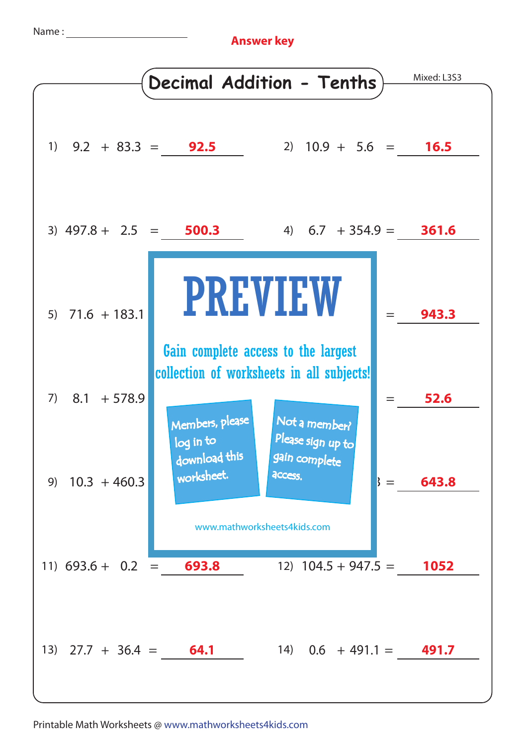Name : ________________

**Answer key**

# Decimal Addition - Tenths

Mixed: L3S3

1) 9.2 + 83.3 = **92.5**

2) 10.9 + 5.6 = **16.5**

3) 497.8 + 2.5 = **500.3**

4) 6.7 + 354.9 = **361.6**

5) 71.6 + 183.1

6) = **943.3**

7) 8.1 + 578.9

8) = **52.6**

9) 10.3 + 460.3

10) = **643.8**

PREVIEW

Gain complete access to the largest collection of worksheets in all subjects!

Members, please log in to download this worksheet.

Not a member? Please sign up to gain complete access.

www.mathworksheets4kids.com

11) 693.6 + 0.2 = **693.8**

12) 104.5 + 947.5 = **1052**

13) 27.7 + 36.4 = **64.1**

14) 0.6 + 491.1 = **491.7**

Printable Math Worksheets @ www.mathworksheets4kids.com